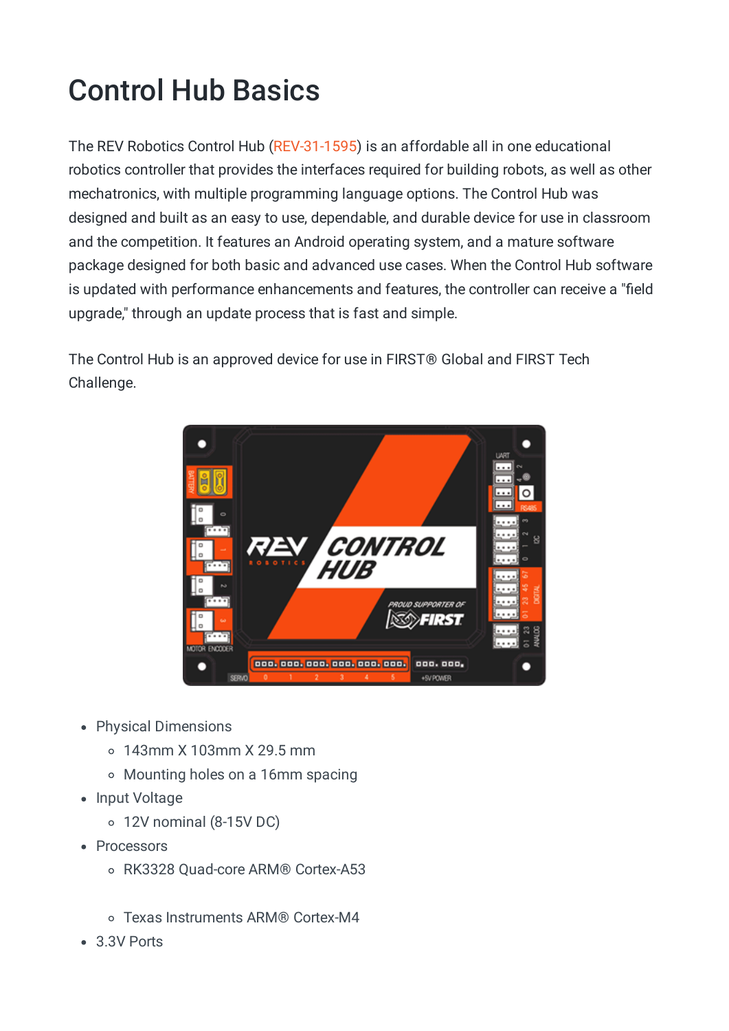# Control Hub Basics

The REV Robotics Control Hub (REV-31-1595) is an affordable all in one educational robotics controller that provides the interfaces required for building robots, as well as other mechatronics, with multiple programming language options. The Control Hub was designed and built as an easy to use, dependable, and durable device for use in classroom and the competition. It features an Android operating system, and a mature software package designed for both basic and advanced use cases. When the Control Hub software is updated with performance enhancements and features, the controller can receive a "field upgrade," through an update process that is fast and simple.

The Control Hub is an approved device for use in FIRST® Global and FIRST Tech Challenge.

- Physical Dimensions
  - 143mm X 103mm X 29.5 mm
  - Mounting holes on a 16mm spacing
- Input Voltage
  - 12V nominal (8-15V DC)
- Processors
  - RK3328 Quad-core ARM® Cortex-A53
  - Texas Instruments ARM® Cortex-M4
- 3.3V Ports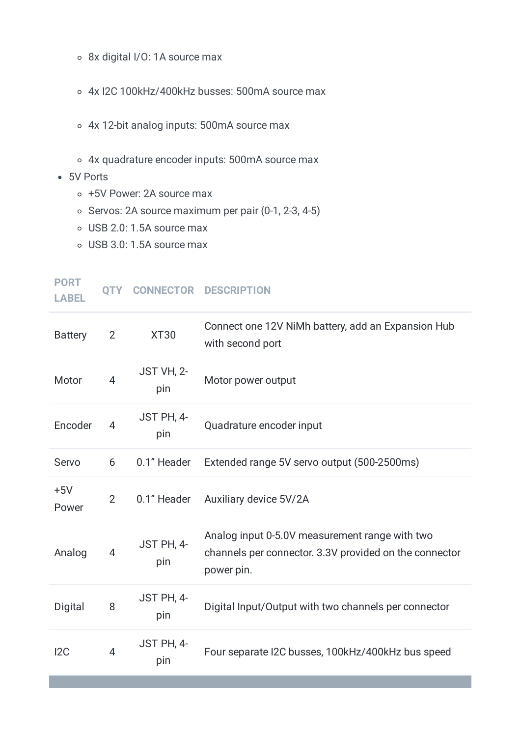- 8x digital I/O: 1A source max
  - 4x I2C 100kHz/400kHz busses: 500mA source max
  - 4x 12-bit analog inputs: 500mA source max
  - 4x quadrature encoder inputs: 500mA source max
- 5V Ports
  - +5V Power: 2A source max
  - Servos: 2A source maximum per pair (0-1, 2-3, 4-5)
  - USB 2.0: 1.5A source max
  - USB 3.0: 1.5A source max

| PORT LABEL | QTY | CONNECTOR | DESCRIPTION |
|---|---|---|---|
| Battery | 2 | XT30 | Connect one 12V NiMh battery, add an Expansion Hub with second port |
| Motor | 4 | JST VH, 2-pin | Motor power output |
| Encoder | 4 | JST PH, 4-pin | Quadrature encoder input |
| Servo | 6 | 0.1" Header | Extended range 5V servo output (500-2500ms) |
| +5V Power | 2 | 0.1" Header | Auxiliary device 5V/2A |
| Analog | 4 | JST PH, 4-pin | Analog input 0-5.0V measurement range with two channels per connector. 3.3V provided on the connector power pin. |
| Digital | 8 | JST PH, 4-pin | Digital Input/Output with two channels per connector |
| I2C | 4 | JST PH, 4-pin | Four separate I2C busses, 100kHz/400kHz bus speed |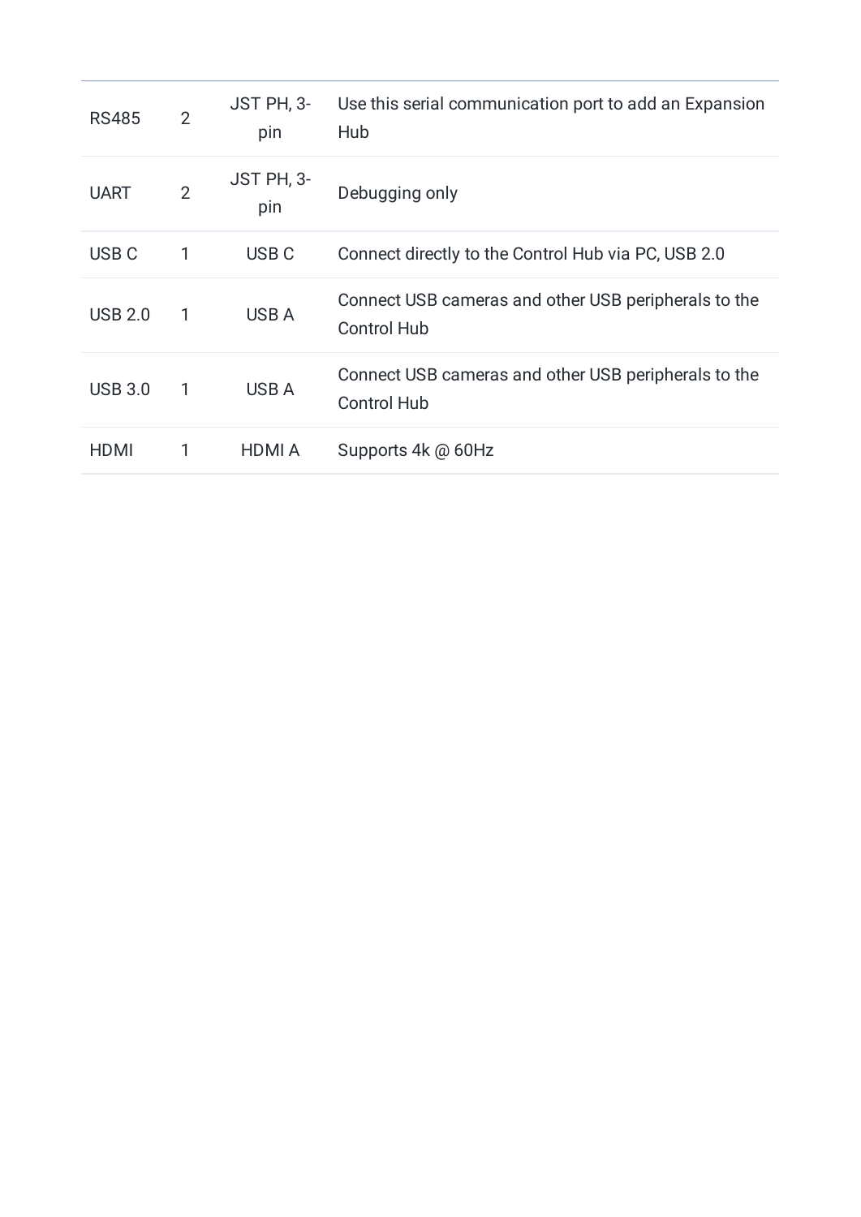| | | | |
|---|---|---|---|
| RS485 | 2 | JST PH, 3-pin | Use this serial communication port to add an Expansion Hub |
| UART | 2 | JST PH, 3-pin | Debugging only |
| USB C | 1 | USB C | Connect directly to the Control Hub via PC, USB 2.0 |
| USB 2.0 | 1 | USB A | Connect USB cameras and other USB peripherals to the Control Hub |
| USB 3.0 | 1 | USB A | Connect USB cameras and other USB peripherals to the Control Hub |
| HDMI | 1 | HDMI A | Supports 4k @ 60Hz |